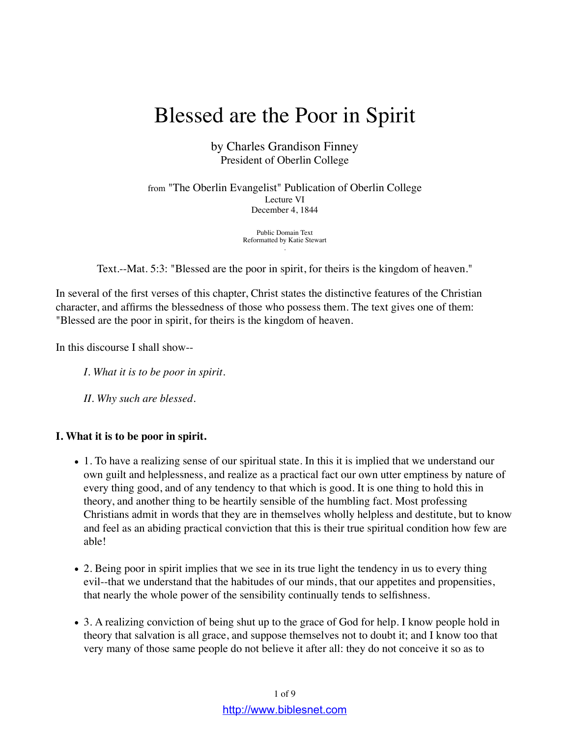# Blessed are the Poor in Spirit

by Charles Grandison Finney
President of Oberlin College

from "The Oberlin Evangelist" Publication of Oberlin College
Lecture VI
December 4, 1844

Public Domain Text
Reformatted by Katie Stewart

Text.--Mat. 5:3: "Blessed are the poor in spirit, for theirs is the kingdom of heaven."

In several of the first verses of this chapter, Christ states the distinctive features of the Christian character, and affirms the blessedness of those who possess them. The text gives one of them: "Blessed are the poor in spirit, for theirs is the kingdom of heaven.

In this discourse I shall show--

*I. What it is to be poor in spirit.*

*II. Why such are blessed.*

**I. What it is to be poor in spirit.**

- 1. To have a realizing sense of our spiritual state. In this it is implied that we understand our own guilt and helplessness, and realize as a practical fact our own utter emptiness by nature of every thing good, and of any tendency to that which is good. It is one thing to hold this in theory, and another thing to be heartily sensible of the humbling fact. Most professing Christians admit in words that they are in themselves wholly helpless and destitute, but to know and feel as an abiding practical conviction that this is their true spiritual condition how few are able!

- 2. Being poor in spirit implies that we see in its true light the tendency in us to every thing evil--that we understand that the habitudes of our minds, that our appetites and propensities, that nearly the whole power of the sensibility continually tends to selfishness.

- 3. A realizing conviction of being shut up to the grace of God for help. I know people hold in theory that salvation is all grace, and suppose themselves not to doubt it; and I know too that very many of those same people do not believe it after all: they do not conceive it so as to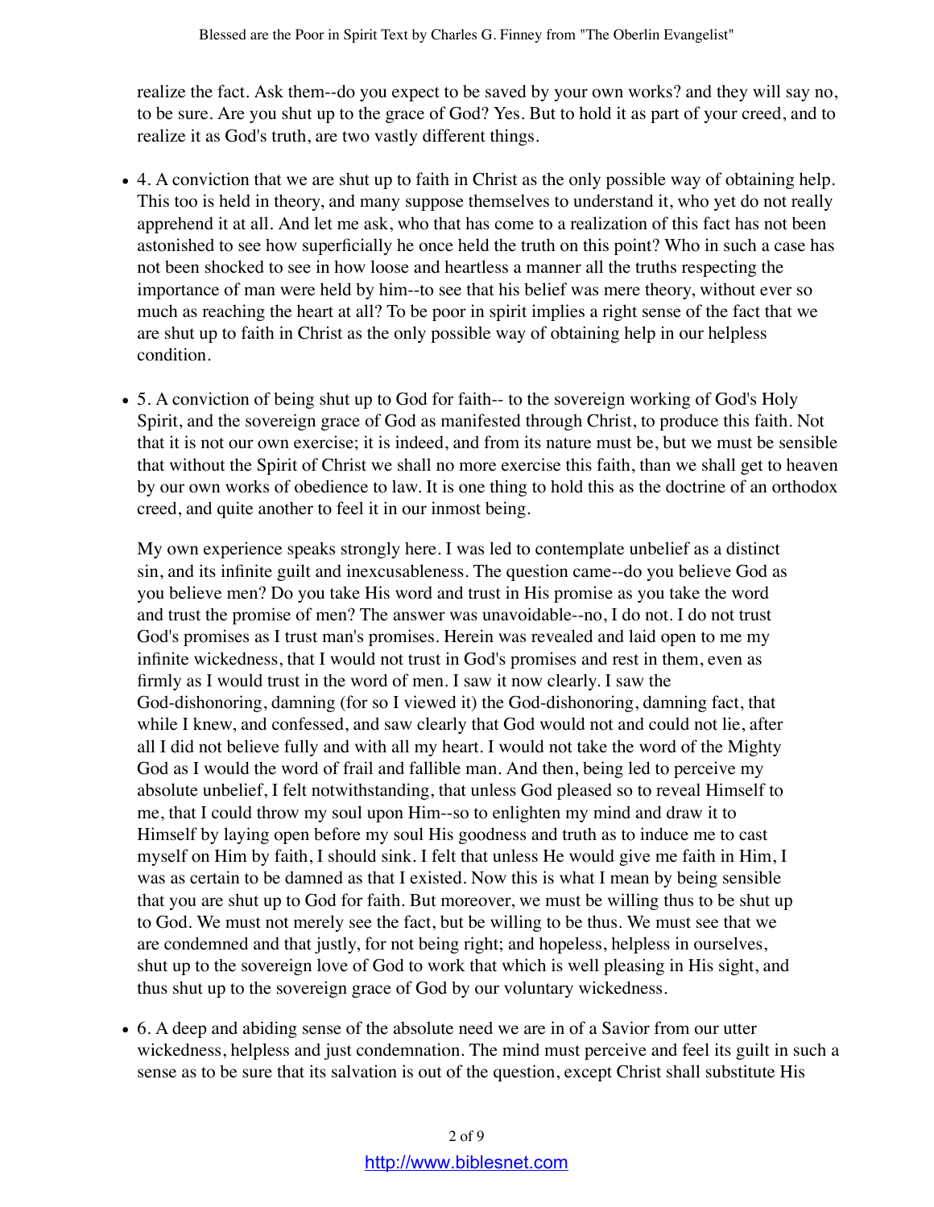realize the fact. Ask them--do you expect to be saved by your own works? and they will say no, to be sure. Are you shut up to the grace of God? Yes. But to hold it as part of your creed, and to realize it as God's truth, are two vastly different things.

- 4. A conviction that we are shut up to faith in Christ as the only possible way of obtaining help. This too is held in theory, and many suppose themselves to understand it, who yet do not really apprehend it at all. And let me ask, who that has come to a realization of this fact has not been astonished to see how superficially he once held the truth on this point? Who in such a case has not been shocked to see in how loose and heartless a manner all the truths respecting the importance of man were held by him--to see that his belief was mere theory, without ever so much as reaching the heart at all? To be poor in spirit implies a right sense of the fact that we are shut up to faith in Christ as the only possible way of obtaining help in our helpless condition.

- 5. A conviction of being shut up to God for faith-- to the sovereign working of God's Holy Spirit, and the sovereign grace of God as manifested through Christ, to produce this faith. Not that it is not our own exercise; it is indeed, and from its nature must be, but we must be sensible that without the Spirit of Christ we shall no more exercise this faith, than we shall get to heaven by our own works of obedience to law. It is one thing to hold this as the doctrine of an orthodox creed, and quite another to feel it in our inmost being.

  My own experience speaks strongly here. I was led to contemplate unbelief as a distinct sin, and its infinite guilt and inexcusableness. The question came--do you believe God as you believe men? Do you take His word and trust in His promise as you take the word and trust the promise of men? The answer was unavoidable--no, I do not. I do not trust God's promises as I trust man's promises. Herein was revealed and laid open to me my infinite wickedness, that I would not trust in God's promises and rest in them, even as firmly as I would trust in the word of men. I saw it now clearly. I saw the God-dishonoring, damning (for so I viewed it) the God-dishonoring, damning fact, that while I knew, and confessed, and saw clearly that God would not and could not lie, after all I did not believe fully and with all my heart. I would not take the word of the Mighty God as I would the word of frail and fallible man. And then, being led to perceive my absolute unbelief, I felt notwithstanding, that unless God pleased so to reveal Himself to me, that I could throw my soul upon Him--so to enlighten my mind and draw it to Himself by laying open before my soul His goodness and truth as to induce me to cast myself on Him by faith, I should sink. I felt that unless He would give me faith in Him, I was as certain to be damned as that I existed. Now this is what I mean by being sensible that you are shut up to God for faith. But moreover, we must be willing thus to be shut up to God. We must not merely see the fact, but be willing to be thus. We must see that we are condemned and that justly, for not being right; and hopeless, helpless in ourselves, shut up to the sovereign love of God to work that which is well pleasing in His sight, and thus shut up to the sovereign grace of God by our voluntary wickedness.

- 6. A deep and abiding sense of the absolute need we are in of a Savior from our utter wickedness, helpless and just condemnation. The mind must perceive and feel its guilt in such a sense as to be sure that its salvation is out of the question, except Christ shall substitute His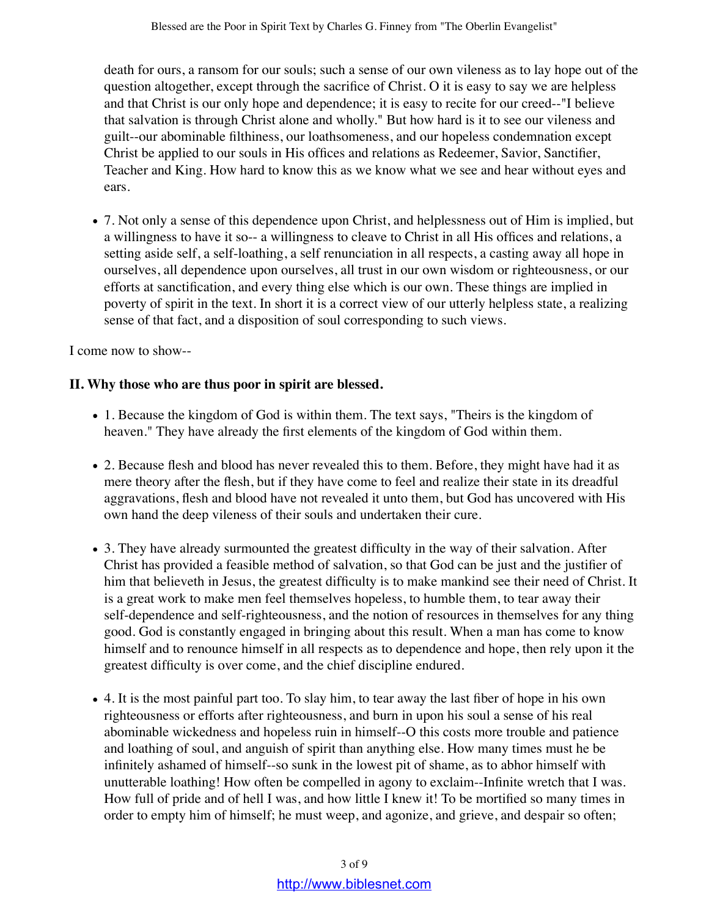death for ours, a ransom for our souls; such a sense of our own vileness as to lay hope out of the question altogether, except through the sacrifice of Christ. O it is easy to say we are helpless and that Christ is our only hope and dependence; it is easy to recite for our creed--"I believe that salvation is through Christ alone and wholly." But how hard is it to see our vileness and guilt--our abominable filthiness, our loathsomeness, and our hopeless condemnation except Christ be applied to our souls in His offices and relations as Redeemer, Savior, Sanctifier, Teacher and King. How hard to know this as we know what we see and hear without eyes and ears.

- 7. Not only a sense of this dependence upon Christ, and helplessness out of Him is implied, but a willingness to have it so-- a willingness to cleave to Christ in all His offices and relations, a setting aside self, a self-loathing, a self renunciation in all respects, a casting away all hope in ourselves, all dependence upon ourselves, all trust in our own wisdom or righteousness, or our efforts at sanctification, and every thing else which is our own. These things are implied in poverty of spirit in the text. In short it is a correct view of our utterly helpless state, a realizing sense of that fact, and a disposition of soul corresponding to such views.

I come now to show--

**II. Why those who are thus poor in spirit are blessed.**

- 1. Because the kingdom of God is within them. The text says, "Theirs is the kingdom of heaven." They have already the first elements of the kingdom of God within them.
- 2. Because flesh and blood has never revealed this to them. Before, they might have had it as mere theory after the flesh, but if they have come to feel and realize their state in its dreadful aggravations, flesh and blood have not revealed it unto them, but God has uncovered with His own hand the deep vileness of their souls and undertaken their cure.
- 3. They have already surmounted the greatest difficulty in the way of their salvation. After Christ has provided a feasible method of salvation, so that God can be just and the justifier of him that believeth in Jesus, the greatest difficulty is to make mankind see their need of Christ. It is a great work to make men feel themselves hopeless, to humble them, to tear away their self-dependence and self-righteousness, and the notion of resources in themselves for any thing good. God is constantly engaged in bringing about this result. When a man has come to know himself and to renounce himself in all respects as to dependence and hope, then rely upon it the greatest difficulty is over come, and the chief discipline endured.
- 4. It is the most painful part too. To slay him, to tear away the last fiber of hope in his own righteousness or efforts after righteousness, and burn in upon his soul a sense of his real abominable wickedness and hopeless ruin in himself--O this costs more trouble and patience and loathing of soul, and anguish of spirit than anything else. How many times must he be infinitely ashamed of himself--so sunk in the lowest pit of shame, as to abhor himself with unutterable loathing! How often be compelled in agony to exclaim--Infinite wretch that I was. How full of pride and of hell I was, and how little I knew it! To be mortified so many times in order to empty him of himself; he must weep, and agonize, and grieve, and despair so often;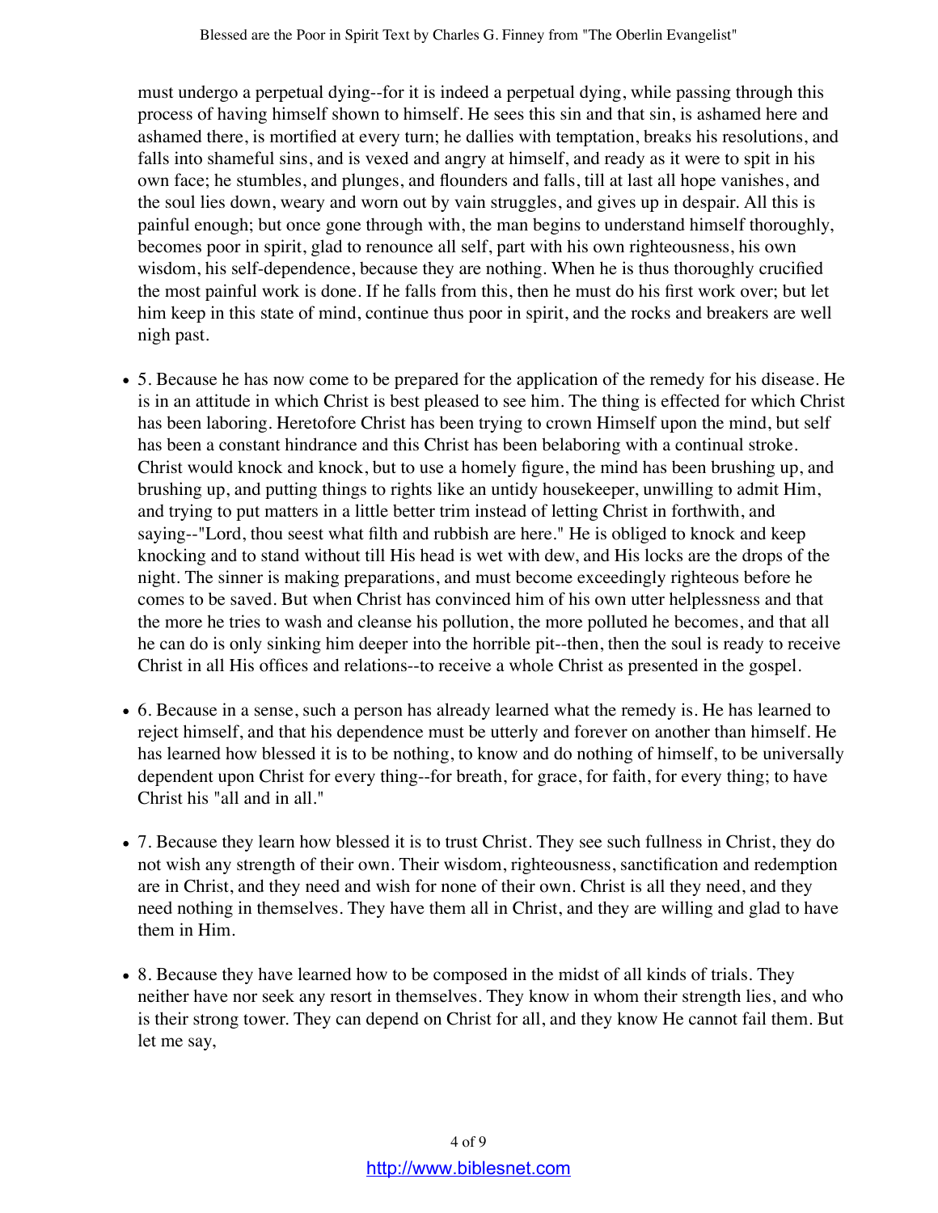must undergo a perpetual dying--for it is indeed a perpetual dying, while passing through this process of having himself shown to himself. He sees this sin and that sin, is ashamed here and ashamed there, is mortified at every turn; he dallies with temptation, breaks his resolutions, and falls into shameful sins, and is vexed and angry at himself, and ready as it were to spit in his own face; he stumbles, and plunges, and flounders and falls, till at last all hope vanishes, and the soul lies down, weary and worn out by vain struggles, and gives up in despair. All this is painful enough; but once gone through with, the man begins to understand himself thoroughly, becomes poor in spirit, glad to renounce all self, part with his own righteousness, his own wisdom, his self-dependence, because they are nothing. When he is thus thoroughly crucified the most painful work is done. If he falls from this, then he must do his first work over; but let him keep in this state of mind, continue thus poor in spirit, and the rocks and breakers are well nigh past.

- 5. Because he has now come to be prepared for the application of the remedy for his disease. He is in an attitude in which Christ is best pleased to see him. The thing is effected for which Christ has been laboring. Heretofore Christ has been trying to crown Himself upon the mind, but self has been a constant hindrance and this Christ has been belaboring with a continual stroke. Christ would knock and knock, but to use a homely figure, the mind has been brushing up, and brushing up, and putting things to rights like an untidy housekeeper, unwilling to admit Him, and trying to put matters in a little better trim instead of letting Christ in forthwith, and saying--"Lord, thou seest what filth and rubbish are here." He is obliged to knock and keep knocking and to stand without till His head is wet with dew, and His locks are the drops of the night. The sinner is making preparations, and must become exceedingly righteous before he comes to be saved. But when Christ has convinced him of his own utter helplessness and that the more he tries to wash and cleanse his pollution, the more polluted he becomes, and that all he can do is only sinking him deeper into the horrible pit--then, then the soul is ready to receive Christ in all His offices and relations--to receive a whole Christ as presented in the gospel.
- 6. Because in a sense, such a person has already learned what the remedy is. He has learned to reject himself, and that his dependence must be utterly and forever on another than himself. He has learned how blessed it is to be nothing, to know and do nothing of himself, to be universally dependent upon Christ for every thing--for breath, for grace, for faith, for every thing; to have Christ his "all and in all."
- 7. Because they learn how blessed it is to trust Christ. They see such fullness in Christ, they do not wish any strength of their own. Their wisdom, righteousness, sanctification and redemption are in Christ, and they need and wish for none of their own. Christ is all they need, and they need nothing in themselves. They have them all in Christ, and they are willing and glad to have them in Him.
- 8. Because they have learned how to be composed in the midst of all kinds of trials. They neither have nor seek any resort in themselves. They know in whom their strength lies, and who is their strong tower. They can depend on Christ for all, and they know He cannot fail them. But let me say,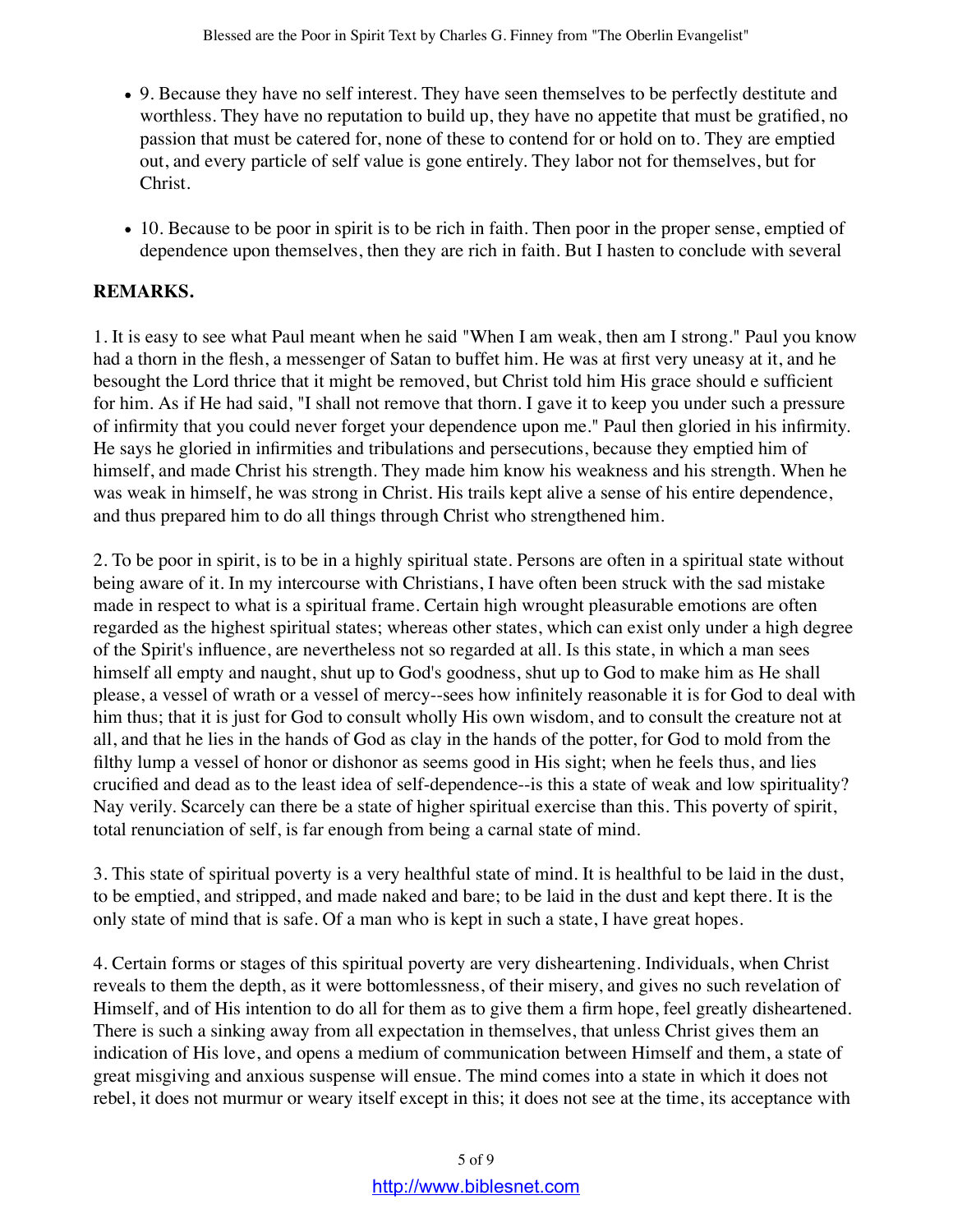- 9. Because they have no self interest. They have seen themselves to be perfectly destitute and worthless. They have no reputation to build up, they have no appetite that must be gratified, no passion that must be catered for, none of these to contend for or hold on to. They are emptied out, and every particle of self value is gone entirely. They labor not for themselves, but for Christ.

- 10. Because to be poor in spirit is to be rich in faith. Then poor in the proper sense, emptied of dependence upon themselves, then they are rich in faith. But I hasten to conclude with several

**REMARKS.**

1. It is easy to see what Paul meant when he said "When I am weak, then am I strong." Paul you know had a thorn in the flesh, a messenger of Satan to buffet him. He was at first very uneasy at it, and he besought the Lord thrice that it might be removed, but Christ told him His grace should e sufficient for him. As if He had said, "I shall not remove that thorn. I gave it to keep you under such a pressure of infirmity that you could never forget your dependence upon me." Paul then gloried in his infirmity. He says he gloried in infirmities and tribulations and persecutions, because they emptied him of himself, and made Christ his strength. They made him know his weakness and his strength. When he was weak in himself, he was strong in Christ. His trails kept alive a sense of his entire dependence, and thus prepared him to do all things through Christ who strengthened him.

2. To be poor in spirit, is to be in a highly spiritual state. Persons are often in a spiritual state without being aware of it. In my intercourse with Christians, I have often been struck with the sad mistake made in respect to what is a spiritual frame. Certain high wrought pleasurable emotions are often regarded as the highest spiritual states; whereas other states, which can exist only under a high degree of the Spirit's influence, are nevertheless not so regarded at all. Is this state, in which a man sees himself all empty and naught, shut up to God's goodness, shut up to God to make him as He shall please, a vessel of wrath or a vessel of mercy--sees how infinitely reasonable it is for God to deal with him thus; that it is just for God to consult wholly His own wisdom, and to consult the creature not at all, and that he lies in the hands of God as clay in the hands of the potter, for God to mold from the filthy lump a vessel of honor or dishonor as seems good in His sight; when he feels thus, and lies crucified and dead as to the least idea of self-dependence--is this a state of weak and low spirituality? Nay verily. Scarcely can there be a state of higher spiritual exercise than this. This poverty of spirit, total renunciation of self, is far enough from being a carnal state of mind.

3. This state of spiritual poverty is a very healthful state of mind. It is healthful to be laid in the dust, to be emptied, and stripped, and made naked and bare; to be laid in the dust and kept there. It is the only state of mind that is safe. Of a man who is kept in such a state, I have great hopes.

4. Certain forms or stages of this spiritual poverty are very disheartening. Individuals, when Christ reveals to them the depth, as it were bottomlessness, of their misery, and gives no such revelation of Himself, and of His intention to do all for them as to give them a firm hope, feel greatly disheartened. There is such a sinking away from all expectation in themselves, that unless Christ gives them an indication of His love, and opens a medium of communication between Himself and them, a state of great misgiving and anxious suspense will ensue. The mind comes into a state in which it does not rebel, it does not murmur or weary itself except in this; it does not see at the time, its acceptance with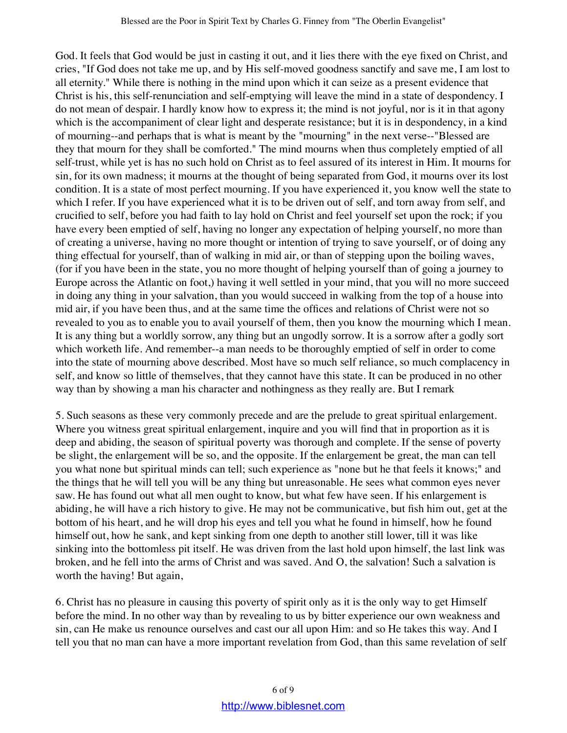God. It feels that God would be just in casting it out, and it lies there with the eye fixed on Christ, and cries, "If God does not take me up, and by His self-moved goodness sanctify and save me, I am lost to all eternity." While there is nothing in the mind upon which it can seize as a present evidence that Christ is his, this self-renunciation and self-emptying will leave the mind in a state of despondency. I do not mean of despair. I hardly know how to express it; the mind is not joyful, nor is it in that agony which is the accompaniment of clear light and desperate resistance; but it is in despondency, in a kind of mourning--and perhaps that is what is meant by the "mourning" in the next verse--"Blessed are they that mourn for they shall be comforted." The mind mourns when thus completely emptied of all self-trust, while yet is has no such hold on Christ as to feel assured of its interest in Him. It mourns for sin, for its own madness; it mourns at the thought of being separated from God, it mourns over its lost condition. It is a state of most perfect mourning. If you have experienced it, you know well the state to which I refer. If you have experienced what it is to be driven out of self, and torn away from self, and crucified to self, before you had faith to lay hold on Christ and feel yourself set upon the rock; if you have every been emptied of self, having no longer any expectation of helping yourself, no more than of creating a universe, having no more thought or intention of trying to save yourself, or of doing any thing effectual for yourself, than of walking in mid air, or than of stepping upon the boiling waves, (for if you have been in the state, you no more thought of helping yourself than of going a journey to Europe across the Atlantic on foot,) having it well settled in your mind, that you will no more succeed in doing any thing in your salvation, than you would succeed in walking from the top of a house into mid air, if you have been thus, and at the same time the offices and relations of Christ were not so revealed to you as to enable you to avail yourself of them, then you know the mourning which I mean. It is any thing but a worldly sorrow, any thing but an ungodly sorrow. It is a sorrow after a godly sort which worketh life. And remember--a man needs to be thoroughly emptied of self in order to come into the state of mourning above described. Most have so much self reliance, so much complacency in self, and know so little of themselves, that they cannot have this state. It can be produced in no other way than by showing a man his character and nothingness as they really are. But I remark

5. Such seasons as these very commonly precede and are the prelude to great spiritual enlargement. Where you witness great spiritual enlargement, inquire and you will find that in proportion as it is deep and abiding, the season of spiritual poverty was thorough and complete. If the sense of poverty be slight, the enlargement will be so, and the opposite. If the enlargement be great, the man can tell you what none but spiritual minds can tell; such experience as "none but he that feels it knows;" and the things that he will tell you will be any thing but unreasonable. He sees what common eyes never saw. He has found out what all men ought to know, but what few have seen. If his enlargement is abiding, he will have a rich history to give. He may not be communicative, but fish him out, get at the bottom of his heart, and he will drop his eyes and tell you what he found in himself, how he found himself out, how he sank, and kept sinking from one depth to another still lower, till it was like sinking into the bottomless pit itself. He was driven from the last hold upon himself, the last link was broken, and he fell into the arms of Christ and was saved. And O, the salvation! Such a salvation is worth the having! But again,

6. Christ has no pleasure in causing this poverty of spirit only as it is the only way to get Himself before the mind. In no other way than by revealing to us by bitter experience our own weakness and sin, can He make us renounce ourselves and cast our all upon Him: and so He takes this way. And I tell you that no man can have a more important revelation from God, than this same revelation of self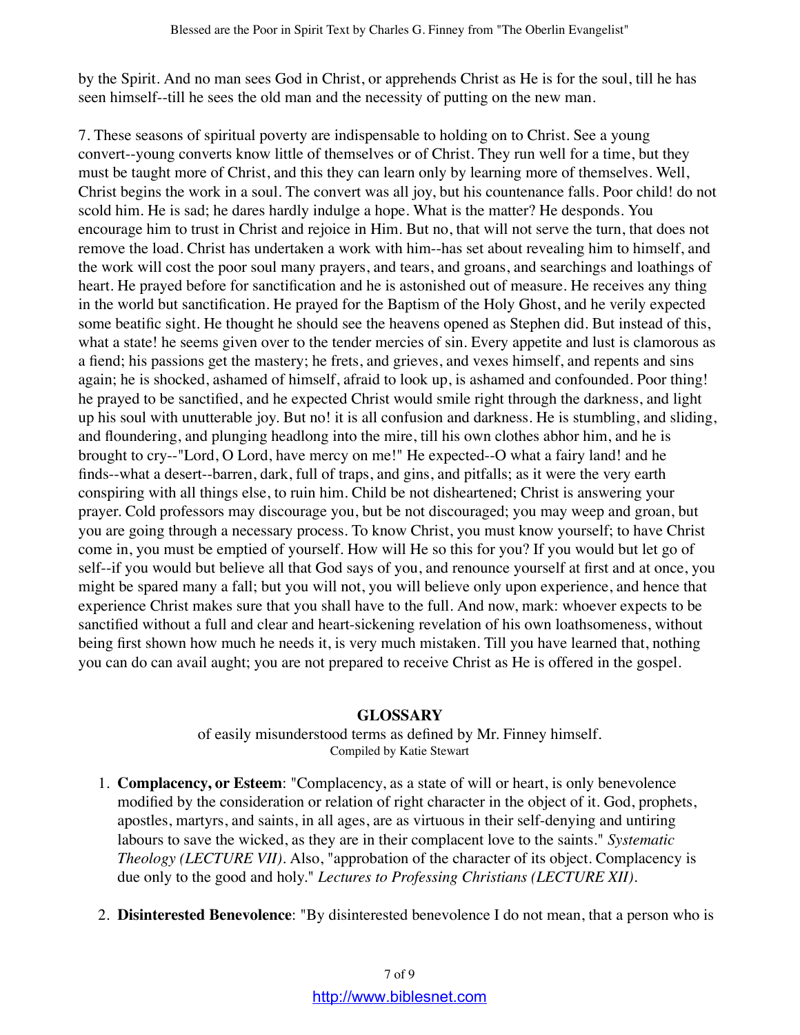by the Spirit. And no man sees God in Christ, or apprehends Christ as He is for the soul, till he has seen himself--till he sees the old man and the necessity of putting on the new man.

7. These seasons of spiritual poverty are indispensable to holding on to Christ. See a young convert--young converts know little of themselves or of Christ. They run well for a time, but they must be taught more of Christ, and this they can learn only by learning more of themselves. Well, Christ begins the work in a soul. The convert was all joy, but his countenance falls. Poor child! do not scold him. He is sad; he dares hardly indulge a hope. What is the matter? He desponds. You encourage him to trust in Christ and rejoice in Him. But no, that will not serve the turn, that does not remove the load. Christ has undertaken a work with him--has set about revealing him to himself, and the work will cost the poor soul many prayers, and tears, and groans, and searchings and loathings of heart. He prayed before for sanctification and he is astonished out of measure. He receives any thing in the world but sanctification. He prayed for the Baptism of the Holy Ghost, and he verily expected some beatific sight. He thought he should see the heavens opened as Stephen did. But instead of this, what a state! he seems given over to the tender mercies of sin. Every appetite and lust is clamorous as a fiend; his passions get the mastery; he frets, and grieves, and vexes himself, and repents and sins again; he is shocked, ashamed of himself, afraid to look up, is ashamed and confounded. Poor thing! he prayed to be sanctified, and he expected Christ would smile right through the darkness, and light up his soul with unutterable joy. But no! it is all confusion and darkness. He is stumbling, and sliding, and floundering, and plunging headlong into the mire, till his own clothes abhor him, and he is brought to cry--"Lord, O Lord, have mercy on me!" He expected--O what a fairy land! and he finds--what a desert--barren, dark, full of traps, and gins, and pitfalls; as it were the very earth conspiring with all things else, to ruin him. Child be not disheartened; Christ is answering your prayer. Cold professors may discourage you, but be not discouraged; you may weep and groan, but you are going through a necessary process. To know Christ, you must know yourself; to have Christ come in, you must be emptied of yourself. How will He so this for you? If you would but let go of self--if you would but believe all that God says of you, and renounce yourself at first and at once, you might be spared many a fall; but you will not, you will believe only upon experience, and hence that experience Christ makes sure that you shall have to the full. And now, mark: whoever expects to be sanctified without a full and clear and heart-sickening revelation of his own loathsomeness, without being first shown how much he needs it, is very much mistaken. Till you have learned that, nothing you can do can avail aught; you are not prepared to receive Christ as He is offered in the gospel.

## GLOSSARY

of easily misunderstood terms as defined by Mr. Finney himself.
Compiled by Katie Stewart

1. **Complacency, or Esteem**: "Complacency, as a state of will or heart, is only benevolence modified by the consideration or relation of right character in the object of it. God, prophets, apostles, martyrs, and saints, in all ages, are as virtuous in their self-denying and untiring labours to save the wicked, as they are in their complacent love to the saints." *Systematic Theology (LECTURE VII)*. Also, "approbation of the character of its object. Complacency is due only to the good and holy." *Lectures to Professing Christians (LECTURE XII)*.

2. **Disinterested Benevolence**: "By disinterested benevolence I do not mean, that a person who is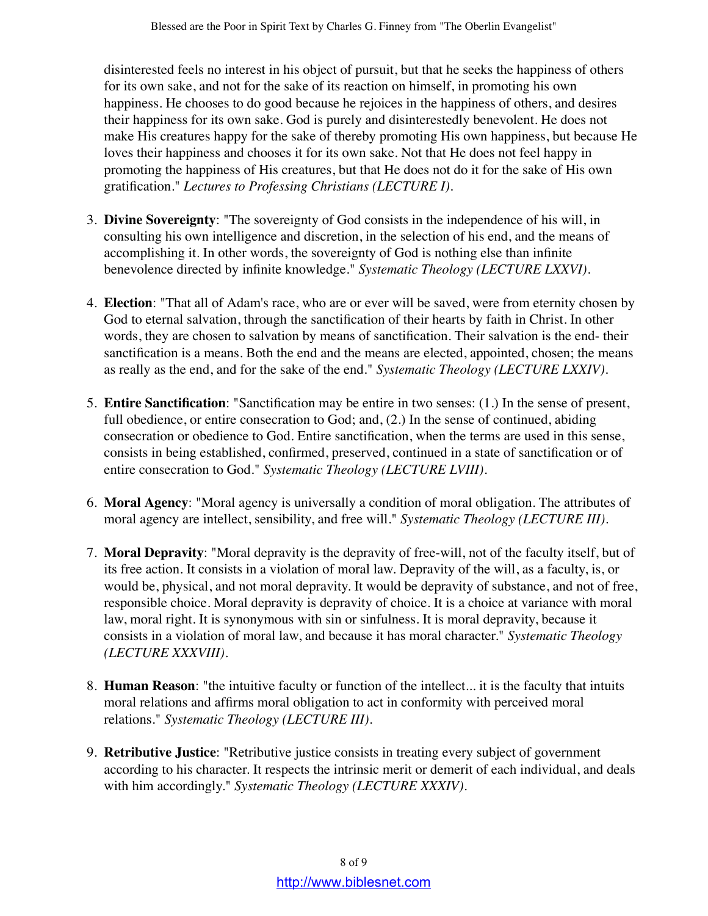disinterested feels no interest in his object of pursuit, but that he seeks the happiness of others for its own sake, and not for the sake of its reaction on himself, in promoting his own happiness. He chooses to do good because he rejoices in the happiness of others, and desires their happiness for its own sake. God is purely and disinterestedly benevolent. He does not make His creatures happy for the sake of thereby promoting His own happiness, but because He loves their happiness and chooses it for its own sake. Not that He does not feel happy in promoting the happiness of His creatures, but that He does not do it for the sake of His own gratification." *Lectures to Professing Christians (LECTURE I).*

3. **Divine Sovereignty**: "The sovereignty of God consists in the independence of his will, in consulting his own intelligence and discretion, in the selection of his end, and the means of accomplishing it. In other words, the sovereignty of God is nothing else than infinite benevolence directed by infinite knowledge." *Systematic Theology (LECTURE LXXVI).*

4. **Election**: "That all of Adam's race, who are or ever will be saved, were from eternity chosen by God to eternal salvation, through the sanctification of their hearts by faith in Christ. In other words, they are chosen to salvation by means of sanctification. Their salvation is the end- their sanctification is a means. Both the end and the means are elected, appointed, chosen; the means as really as the end, and for the sake of the end." *Systematic Theology (LECTURE LXXIV).*

5. **Entire Sanctification**: "Sanctification may be entire in two senses: (1.) In the sense of present, full obedience, or entire consecration to God; and, (2.) In the sense of continued, abiding consecration or obedience to God. Entire sanctification, when the terms are used in this sense, consists in being established, confirmed, preserved, continued in a state of sanctification or of entire consecration to God." *Systematic Theology (LECTURE LVIII).*

6. **Moral Agency**: "Moral agency is universally a condition of moral obligation. The attributes of moral agency are intellect, sensibility, and free will." *Systematic Theology (LECTURE III).*

7. **Moral Depravity**: "Moral depravity is the depravity of free-will, not of the faculty itself, but of its free action. It consists in a violation of moral law. Depravity of the will, as a faculty, is, or would be, physical, and not moral depravity. It would be depravity of substance, and not of free, responsible choice. Moral depravity is depravity of choice. It is a choice at variance with moral law, moral right. It is synonymous with sin or sinfulness. It is moral depravity, because it consists in a violation of moral law, and because it has moral character." *Systematic Theology (LECTURE XXXVIII).*

8. **Human Reason**: "the intuitive faculty or function of the intellect... it is the faculty that intuits moral relations and affirms moral obligation to act in conformity with perceived moral relations." *Systematic Theology (LECTURE III).*

9. **Retributive Justice**: "Retributive justice consists in treating every subject of government according to his character. It respects the intrinsic merit or demerit of each individual, and deals with him accordingly." *Systematic Theology (LECTURE XXXIV).*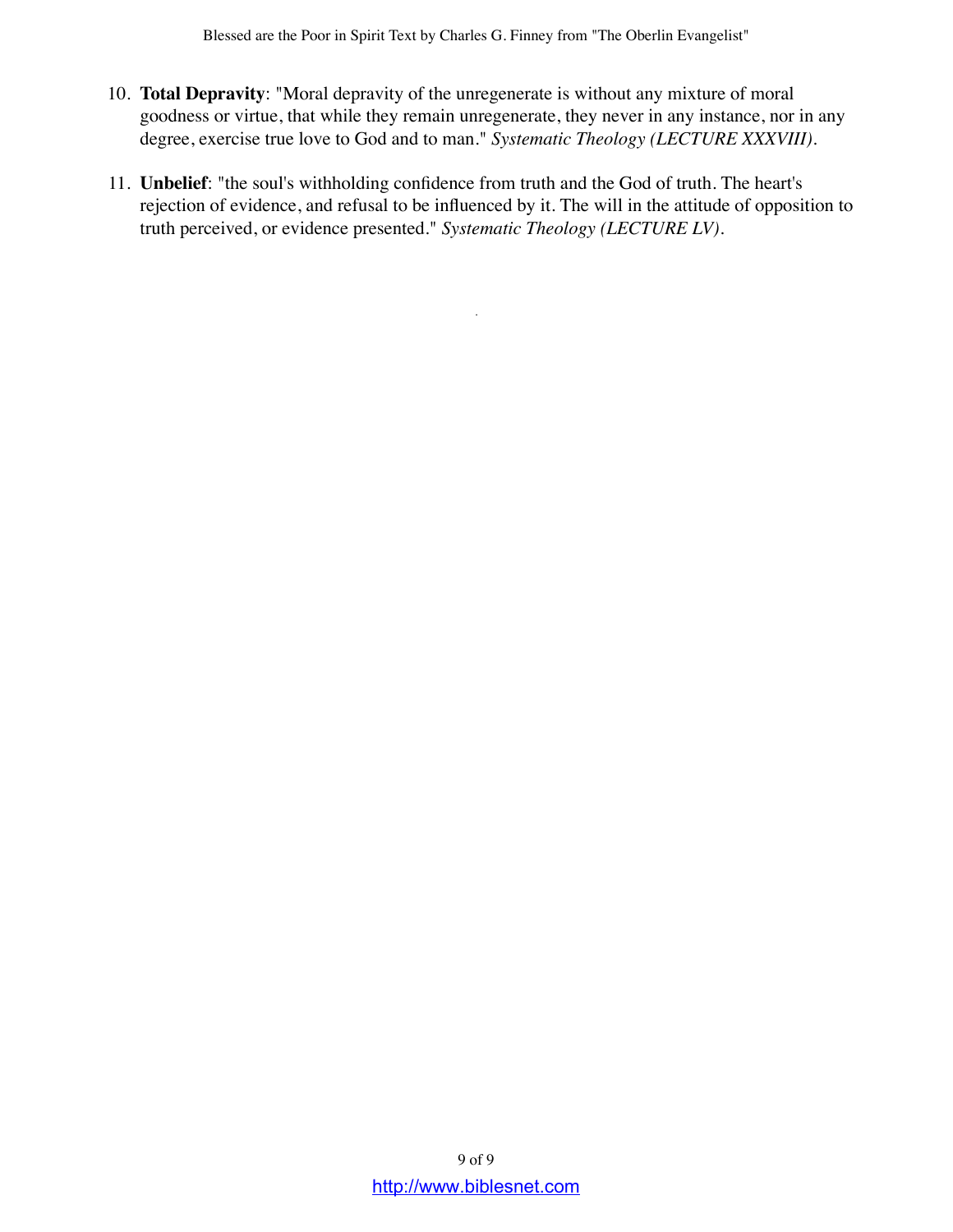10. **Total Depravity**: "Moral depravity of the unregenerate is without any mixture of moral goodness or virtue, that while they remain unregenerate, they never in any instance, nor in any degree, exercise true love to God and to man." *Systematic Theology (LECTURE XXXVIII).*

11. **Unbelief**: "the soul's withholding confidence from truth and the God of truth. The heart's rejection of evidence, and refusal to be influenced by it. The will in the attitude of opposition to truth perceived, or evidence presented." *Systematic Theology (LECTURE LV).*